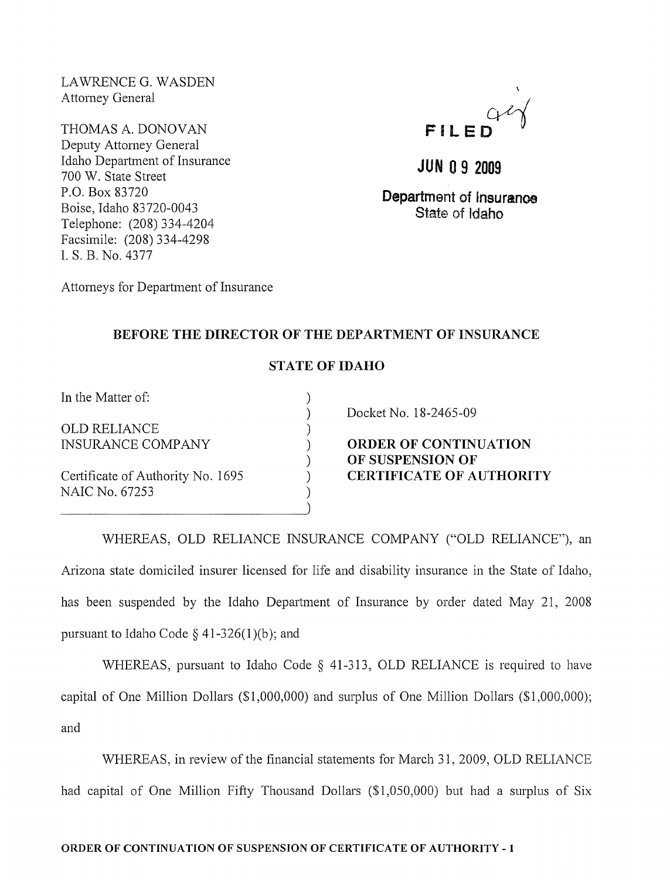LAWRENCE G. WASDEN
Attorney General

THOMAS A. DONOVAN
Deputy Attorney General
Idaho Department of Insurance
700 W. State Street
P.O. Box 83720
Boise, Idaho 83720-0043
Telephone: (208) 334-4204
Facsimile: (208) 334-4298
I. S. B. No. 4377

Attorneys for Department of Insurance

FILED

JUN 09 2009

Department of Insurance
State of Idaho

## BEFORE THE DIRECTOR OF THE DEPARTMENT OF INSURANCE

## STATE OF IDAHO

In the Matter of:

OLD RELIANCE
INSURANCE COMPANY

Certificate of Authority No. 1695
NAIC No. 67253

Docket No. 18-2465-09

**ORDER OF CONTINUATION OF SUSPENSION OF CERTIFICATE OF AUTHORITY**

WHEREAS, OLD RELIANCE INSURANCE COMPANY ("OLD RELIANCE"), an Arizona state domiciled insurer licensed for life and disability insurance in the State of Idaho, has been suspended by the Idaho Department of Insurance by order dated May 21, 2008 pursuant to Idaho Code § 41-326(1)(b); and

WHEREAS, pursuant to Idaho Code § 41-313, OLD RELIANCE is required to have capital of One Million Dollars ($1,000,000) and surplus of One Million Dollars ($1,000,000); and

WHEREAS, in review of the financial statements for March 31, 2009, OLD RELIANCE had capital of One Million Fifty Thousand Dollars ($1,050,000) but had a surplus of Six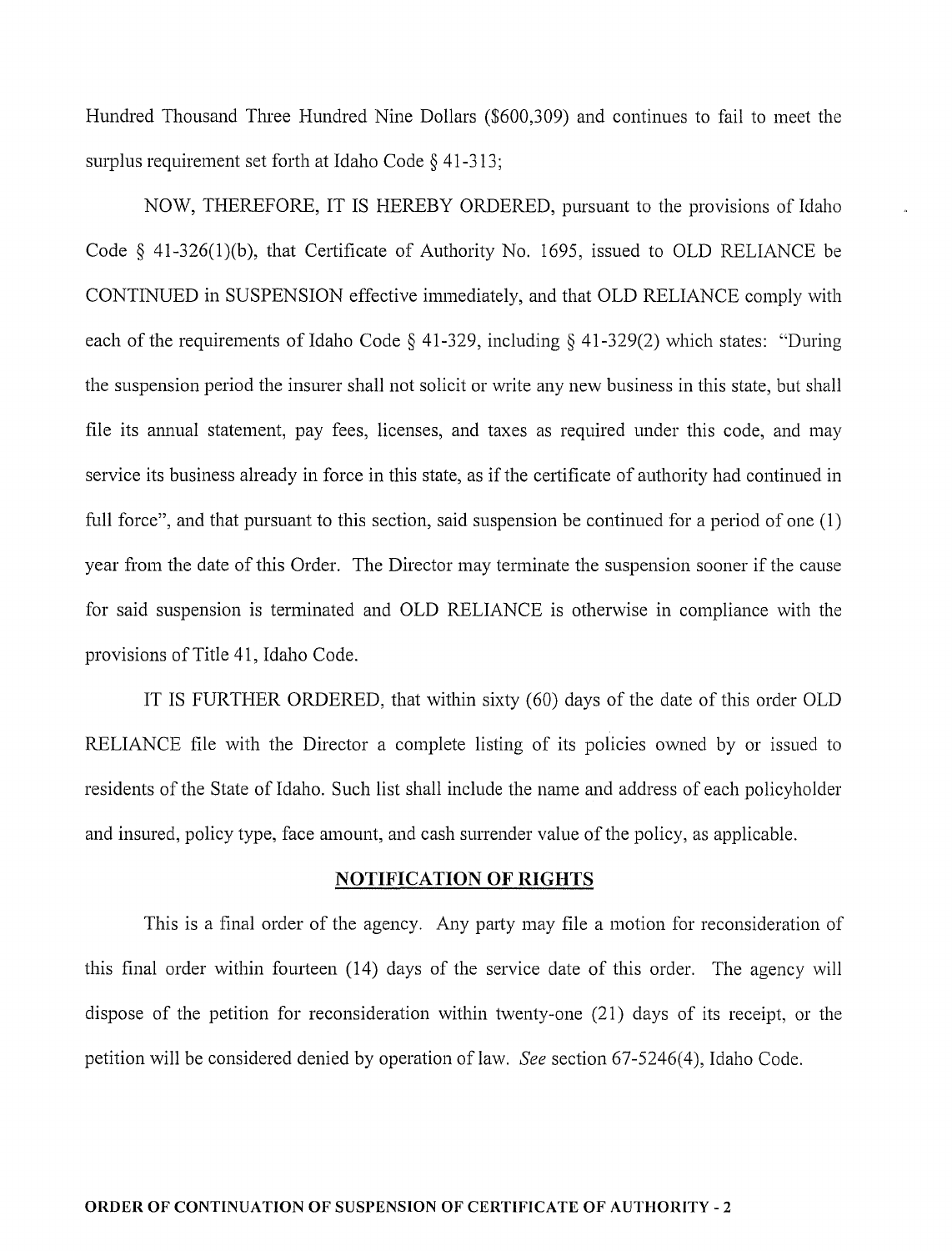Hundred Thousand Three Hundred Nine Dollars ($600,309) and continues to fail to meet the surplus requirement set forth at Idaho Code § 41-313;

NOW, THEREFORE, IT IS HEREBY ORDERED, pursuant to the provisions of Idaho Code § 41-326(1)(b), that Certificate of Authority No. 1695, issued to OLD RELIANCE be CONTINUED in SUSPENSION effective immediately, and that OLD RELIANCE comply with each of the requirements of Idaho Code § 41-329, including § 41-329(2) which states: "During the suspension period the insurer shall not solicit or write any new business in this state, but shall file its annual statement, pay fees, licenses, and taxes as required under this code, and may service its business already in force in this state, as if the certificate of authority had continued in full force", and that pursuant to this section, said suspension be continued for a period of one (1) year from the date of this Order. The Director may terminate the suspension sooner if the cause for said suspension is terminated and OLD RELIANCE is otherwise in compliance with the provisions of Title 41, Idaho Code.

IT IS FURTHER ORDERED, that within sixty (60) days of the date of this order OLD RELIANCE file with the Director a complete listing of its policies owned by or issued to residents of the State of Idaho. Such list shall include the name and address of each policyholder and insured, policy type, face amount, and cash surrender value of the policy, as applicable.

## NOTIFICATION OF RIGHTS

This is a final order of the agency. Any party may file a motion for reconsideration of this final order within fourteen (14) days of the service date of this order. The agency will dispose of the petition for reconsideration within twenty-one (21) days of its receipt, or the petition will be considered denied by operation of law. *See* section 67-5246(4), Idaho Code.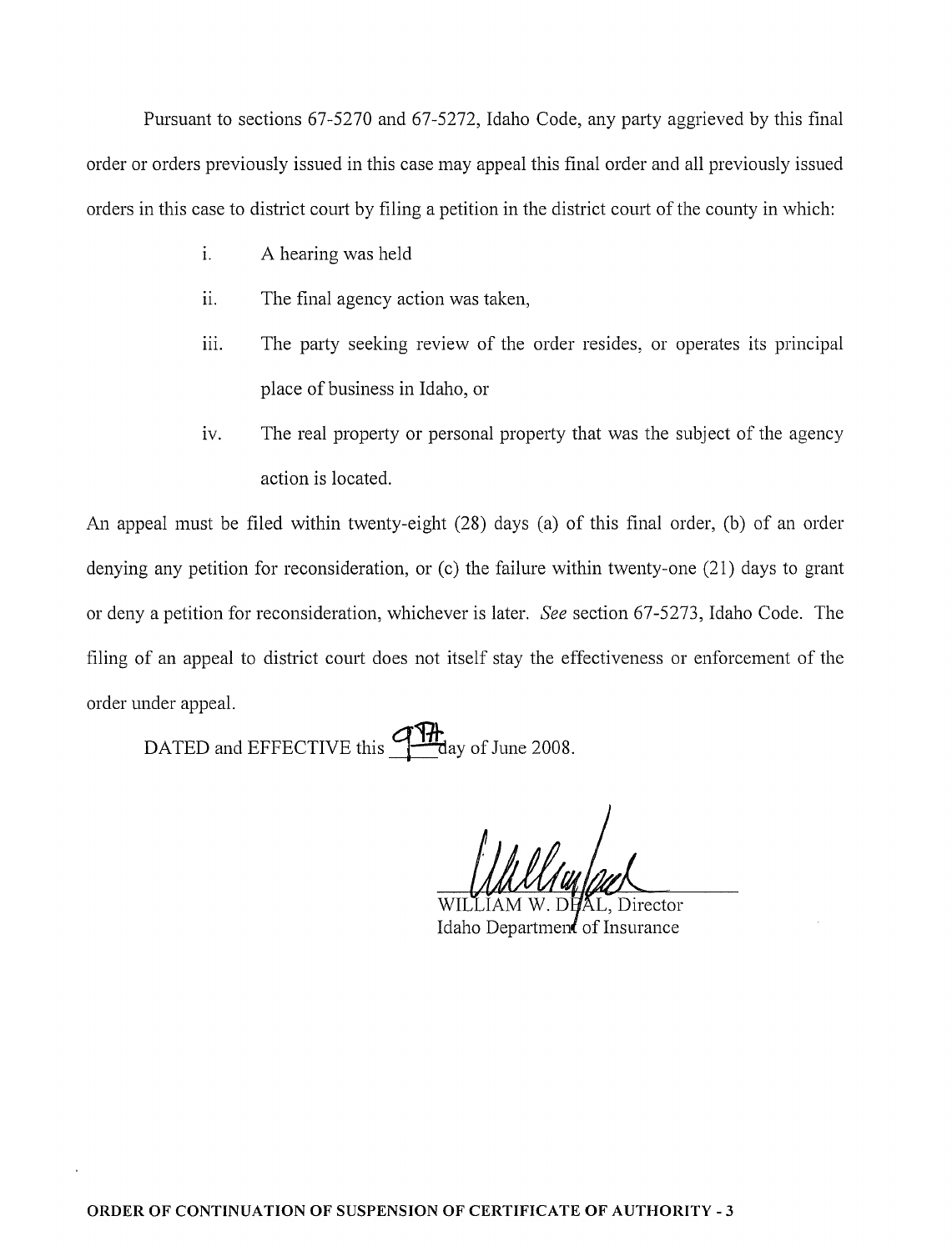Pursuant to sections 67-5270 and 67-5272, Idaho Code, any party aggrieved by this final order or orders previously issued in this case may appeal this final order and all previously issued orders in this case to district court by filing a petition in the district court of the county in which:

i. A hearing was held

ii. The final agency action was taken,

iii. The party seeking review of the order resides, or operates its principal place of business in Idaho, or

iv. The real property or personal property that was the subject of the agency action is located.

An appeal must be filed within twenty-eight (28) days (a) of this final order, (b) of an order denying any petition for reconsideration, or (c) the failure within twenty-one (21) days to grant or deny a petition for reconsideration, whichever is later. *See* section 67-5273, Idaho Code. The filing of an appeal to district court does not itself stay the effectiveness or enforcement of the order under appeal.

DATED and EFFECTIVE this 9th day of June 2008.

WILLIAM W. DEAL, Director
Idaho Department of Insurance

**ORDER OF CONTINUATION OF SUSPENSION OF CERTIFICATE OF AUTHORITY - 3**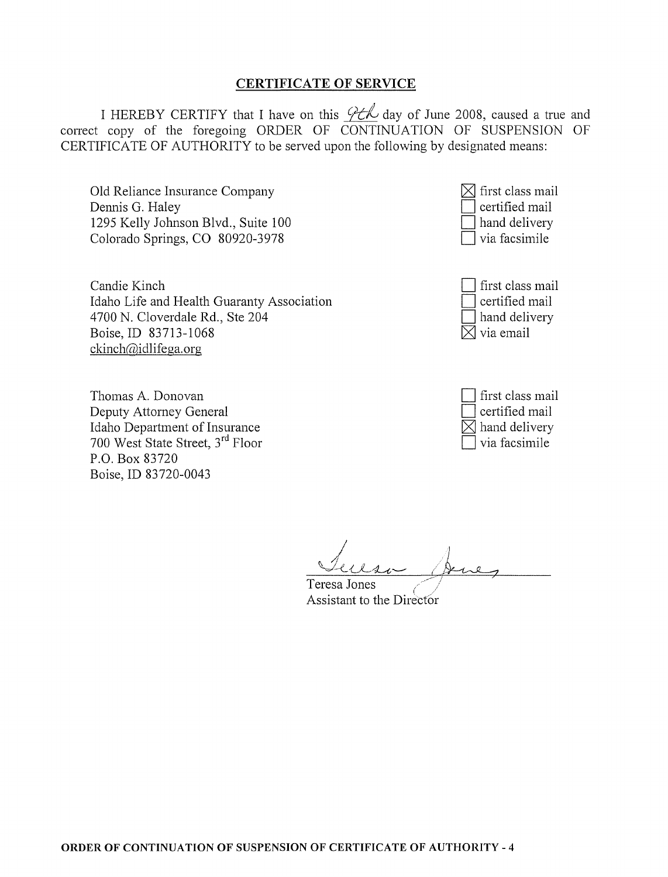## CERTIFICATE OF SERVICE

I HEREBY CERTIFY that I have on this 9th day of June 2008, caused a true and correct copy of the foregoing ORDER OF CONTINUATION OF SUSPENSION OF CERTIFICATE OF AUTHORITY to be served upon the following by designated means:

| | |
|---|---|
| Old Reliance Insurance Company<br>Dennis G. Haley<br>1295 Kelly Johnson Blvd., Suite 100<br>Colorado Springs, CO 80920-3978 | ☒ first class mail<br>☐ certified mail<br>☐ hand delivery<br>☐ via facsimile |
| Candie Kinch<br>Idaho Life and Health Guaranty Association<br>4700 N. Cloverdale Rd., Ste 204<br>Boise, ID 83713-1068<br>ckinch@idlifega.org | ☐ first class mail<br>☐ certified mail<br>☐ hand delivery<br>☒ via email |
| Thomas A. Donovan<br>Deputy Attorney General<br>Idaho Department of Insurance<br>700 West State Street, 3rd Floor<br>P.O. Box 83720<br>Boise, ID 83720-0043 | ☐ first class mail<br>☐ certified mail<br>☒ hand delivery<br>☐ via facsimile |

Teresa Jones
Assistant to the Director

**ORDER OF CONTINUATION OF SUSPENSION OF CERTIFICATE OF AUTHORITY - 4**